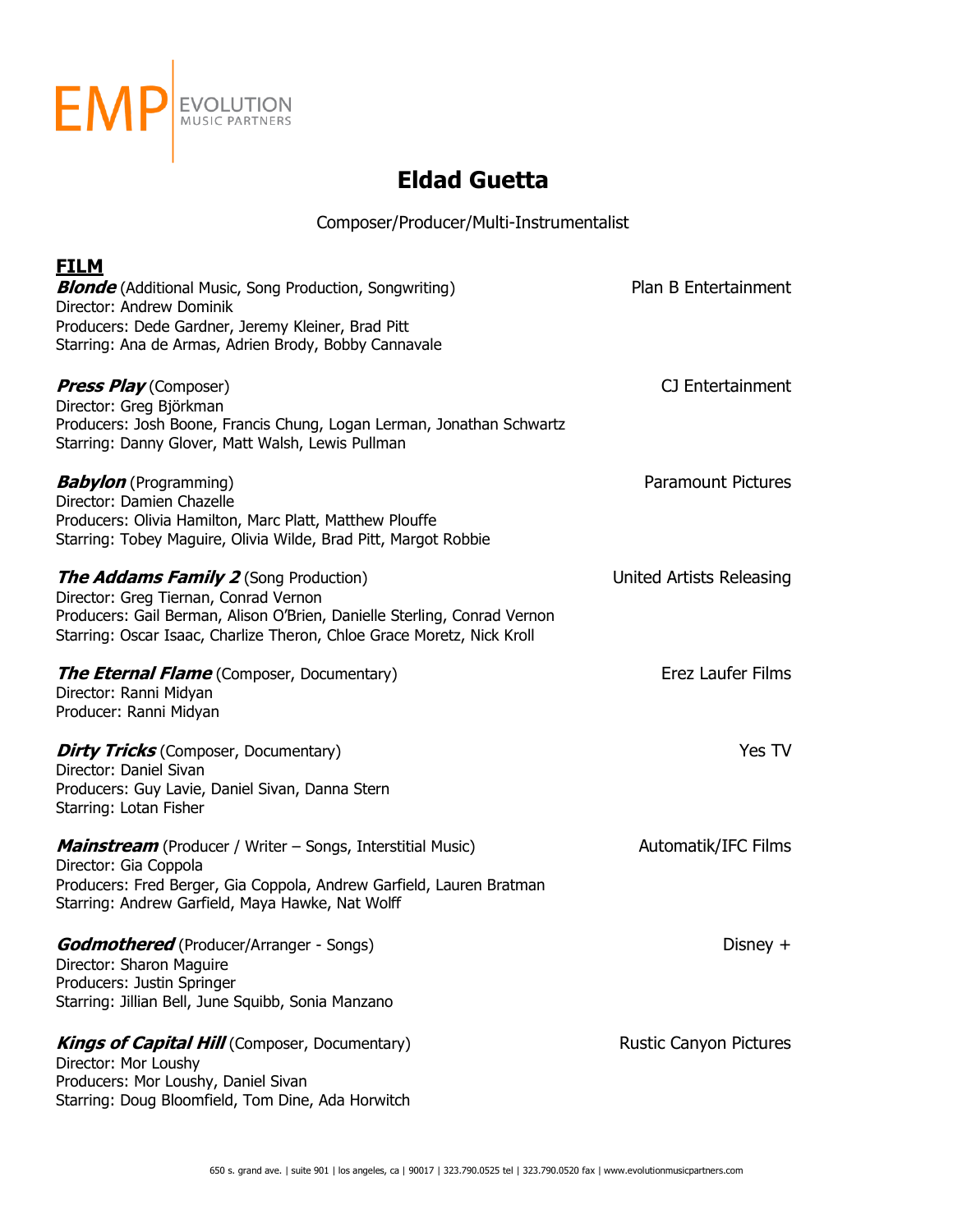EMP EVOLUTION MUSIC PARTNERS

# Eldad Guetta

Composer/Producer/Multi-Instrumentalist

## FILM

***Blonde*** (Additional Music, Song Production, Songwriting) — Plan B Entertainment
Director: Andrew Dominik
Producers: Dede Gardner, Jeremy Kleiner, Brad Pitt
Starring: Ana de Armas, Adrien Brody, Bobby Cannavale

***Press Play*** (Composer) — CJ Entertainment
Director: Greg Björkman
Producers: Josh Boone, Francis Chung, Logan Lerman, Jonathan Schwartz
Starring: Danny Glover, Matt Walsh, Lewis Pullman

***Babylon*** (Programming) — Paramount Pictures
Director: Damien Chazelle
Producers: Olivia Hamilton, Marc Platt, Matthew Plouffe
Starring: Tobey Maguire, Olivia Wilde, Brad Pitt, Margot Robbie

***The Addams Family 2*** (Song Production) — United Artists Releasing
Director: Greg Tiernan, Conrad Vernon
Producers: Gail Berman, Alison O'Brien, Danielle Sterling, Conrad Vernon
Starring: Oscar Isaac, Charlize Theron, Chloe Grace Moretz, Nick Kroll

***The Eternal Flame*** (Composer, Documentary) — Erez Laufer Films
Director: Ranni Midyan
Producer: Ranni Midyan

***Dirty Tricks*** (Composer, Documentary) — Yes TV
Director: Daniel Sivan
Producers: Guy Lavie, Daniel Sivan, Danna Stern
Starring: Lotan Fisher

***Mainstream*** (Producer / Writer – Songs, Interstitial Music) — Automatik/IFC Films
Director: Gia Coppola
Producers: Fred Berger, Gia Coppola, Andrew Garfield, Lauren Bratman
Starring: Andrew Garfield, Maya Hawke, Nat Wolff

***Godmothered*** (Producer/Arranger - Songs) — Disney +
Director: Sharon Maguire
Producers: Justin Springer
Starring: Jillian Bell, June Squibb, Sonia Manzano

***Kings of Capital Hill*** (Composer, Documentary) — Rustic Canyon Pictures
Director: Mor Loushy
Producers: Mor Loushy, Daniel Sivan
Starring: Doug Bloomfield, Tom Dine, Ada Horwitch

650 s. grand ave. | suite 901 | los angeles, ca | 90017 | 323.790.0525 tel | 323.790.0520 fax | www.evolutionmusicpartners.com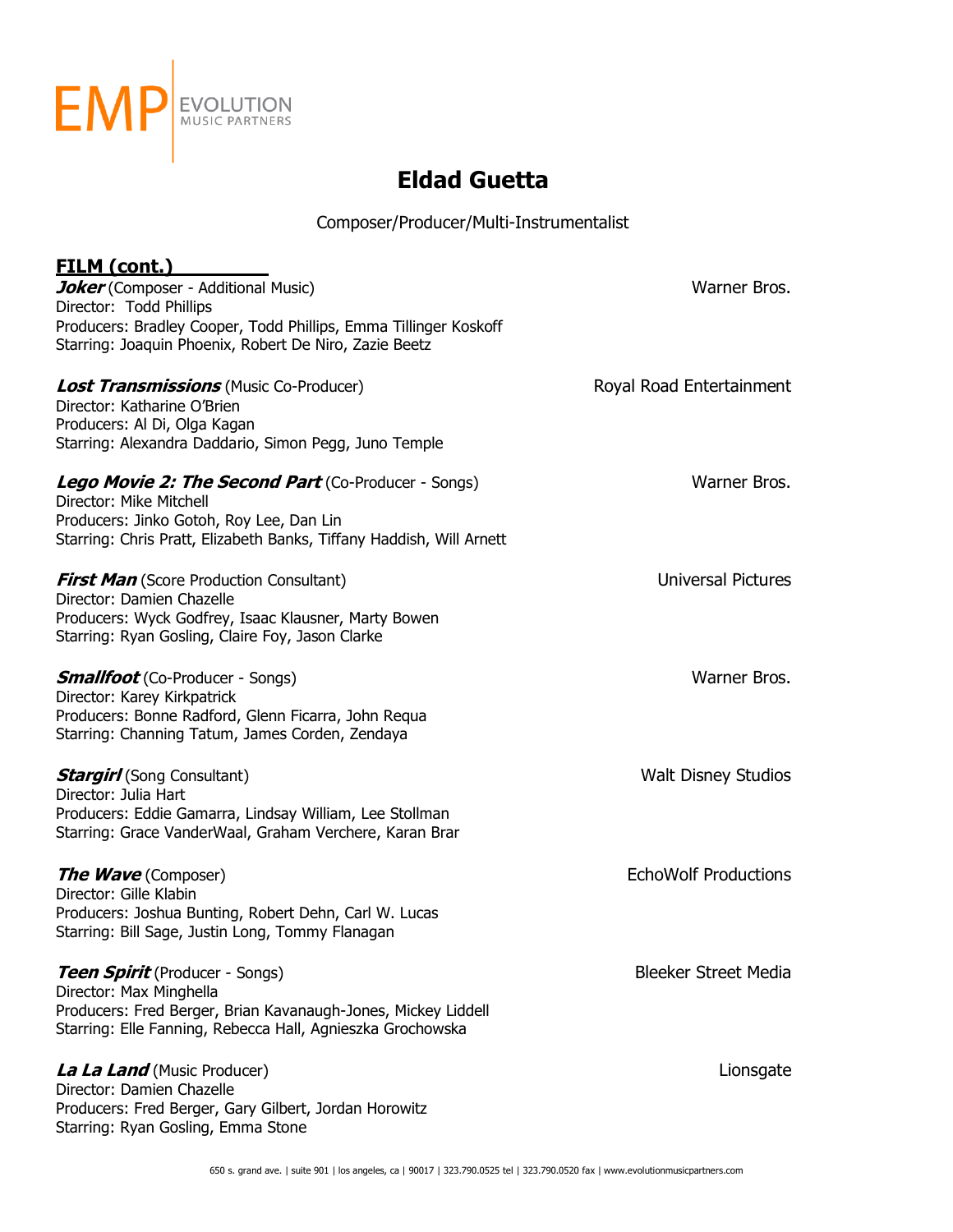# Eldad Guetta

Composer/Producer/Multi-Instrumentalist

## FILM (cont.)

***Joker*** (Composer - Additional Music) — Warner Bros.
Director: Todd Phillips
Producers: Bradley Cooper, Todd Phillips, Emma Tillinger Koskoff
Starring: Joaquin Phoenix, Robert De Niro, Zazie Beetz

***Lost Transmissions*** (Music Co-Producer) — Royal Road Entertainment
Director: Katharine O'Brien
Producers: Al Di, Olga Kagan
Starring: Alexandra Daddario, Simon Pegg, Juno Temple

***Lego Movie 2: The Second Part*** (Co-Producer - Songs) — Warner Bros.
Director: Mike Mitchell
Producers: Jinko Gotoh, Roy Lee, Dan Lin
Starring: Chris Pratt, Elizabeth Banks, Tiffany Haddish, Will Arnett

***First Man*** (Score Production Consultant) — Universal Pictures
Director: Damien Chazelle
Producers: Wyck Godfrey, Isaac Klausner, Marty Bowen
Starring: Ryan Gosling, Claire Foy, Jason Clarke

***Smallfoot*** (Co-Producer - Songs) — Warner Bros.
Director: Karey Kirkpatrick
Producers: Bonne Radford, Glenn Ficarra, John Requa
Starring: Channing Tatum, James Corden, Zendaya

***Stargirl*** (Song Consultant) — Walt Disney Studios
Director: Julia Hart
Producers: Eddie Gamarra, Lindsay William, Lee Stollman
Starring: Grace VanderWaal, Graham Verchere, Karan Brar

***The Wave*** (Composer) — EchoWolf Productions
Director: Gille Klabin
Producers: Joshua Bunting, Robert Dehn, Carl W. Lucas
Starring: Bill Sage, Justin Long, Tommy Flanagan

***Teen Spirit*** (Producer - Songs) — Bleeker Street Media
Director: Max Minghella
Producers: Fred Berger, Brian Kavanaugh-Jones, Mickey Liddell
Starring: Elle Fanning, Rebecca Hall, Agnieszka Grochowska

***La La Land*** (Music Producer) — Lionsgate
Director: Damien Chazelle
Producers: Fred Berger, Gary Gilbert, Jordan Horowitz
Starring: Ryan Gosling, Emma Stone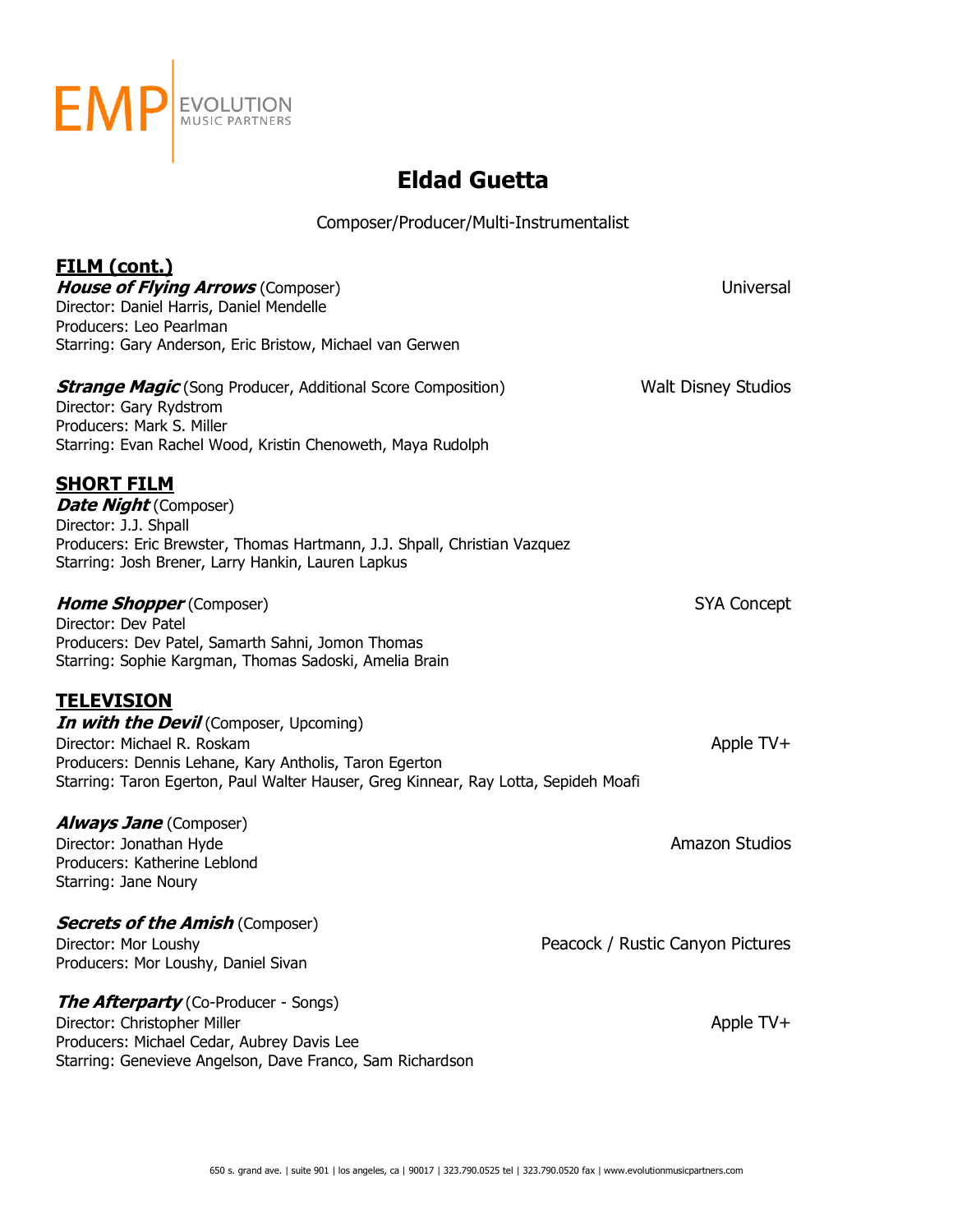# Eldad Guetta

Composer/Producer/Multi-Instrumentalist

## FILM (cont.)

***House of Flying Arrows*** (Composer) — Universal
Director: Daniel Harris, Daniel Mendelle
Producers: Leo Pearlman
Starring: Gary Anderson, Eric Bristow, Michael van Gerwen

***Strange Magic*** (Song Producer, Additional Score Composition) — Walt Disney Studios
Director: Gary Rydstrom
Producers: Mark S. Miller
Starring: Evan Rachel Wood, Kristin Chenoweth, Maya Rudolph

## SHORT FILM

***Date Night*** (Composer)
Director: J.J. Shpall
Producers: Eric Brewster, Thomas Hartmann, J.J. Shpall, Christian Vazquez
Starring: Josh Brener, Larry Hankin, Lauren Lapkus

***Home Shopper*** (Composer) — SYA Concept
Director: Dev Patel
Producers: Dev Patel, Samarth Sahni, Jomon Thomas
Starring: Sophie Kargman, Thomas Sadoski, Amelia Brain

## TELEVISION

***In with the Devil*** (Composer, Upcoming) — Apple TV+
Director: Michael R. Roskam
Producers: Dennis Lehane, Kary Antholis, Taron Egerton
Starring: Taron Egerton, Paul Walter Hauser, Greg Kinnear, Ray Lotta, Sepideh Moafi

***Always Jane*** (Composer) — Amazon Studios
Director: Jonathan Hyde
Producers: Katherine Leblond
Starring: Jane Noury

***Secrets of the Amish*** (Composer) — Peacock / Rustic Canyon Pictures
Director: Mor Loushy
Producers: Mor Loushy, Daniel Sivan

***The Afterparty*** (Co-Producer - Songs) — Apple TV+
Director: Christopher Miller
Producers: Michael Cedar, Aubrey Davis Lee
Starring: Genevieve Angelson, Dave Franco, Sam Richardson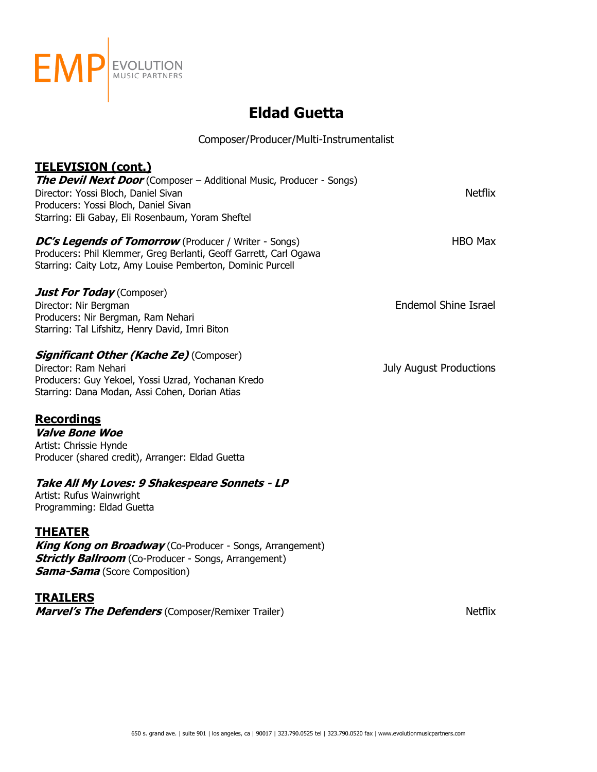# Eldad Guetta

Composer/Producer/Multi-Instrumentalist

## TELEVISION (cont.)

***The Devil Next Door*** (Composer – Additional Music, Producer - Songs)
Director: Yossi Bloch, Daniel Sivan — Netflix
Producers: Yossi Bloch, Daniel Sivan
Starring: Eli Gabay, Eli Rosenbaum, Yoram Sheftel

***DC's Legends of Tomorrow*** (Producer / Writer - Songs) — HBO Max
Producers: Phil Klemmer, Greg Berlanti, Geoff Garrett, Carl Ogawa
Starring: Caity Lotz, Amy Louise Pemberton, Dominic Purcell

***Just For Today*** (Composer)
Director: Nir Bergman — Endemol Shine Israel
Producers: Nir Bergman, Ram Nehari
Starring: Tal Lifshitz, Henry David, Imri Biton

***Significant Other (Kache Ze)*** (Composer)
Director: Ram Nehari — July August Productions
Producers: Guy Yekoel, Yossi Uzrad, Yochanan Kredo
Starring: Dana Modan, Assi Cohen, Dorian Atias

## Recordings

***Valve Bone Woe***
Artist: Chrissie Hynde
Producer (shared credit), Arranger: Eldad Guetta

***Take All My Loves: 9 Shakespeare Sonnets - LP***
Artist: Rufus Wainwright
Programming: Eldad Guetta

## THEATER

***King Kong on Broadway*** (Co-Producer - Songs, Arrangement)
***Strictly Ballroom*** (Co-Producer - Songs, Arrangement)
***Sama-Sama*** (Score Composition)

## TRAILERS

***Marvel's The Defenders*** (Composer/Remixer Trailer) — Netflix

650 s. grand ave. | suite 901 | los angeles, ca | 90017 | 323.790.0525 tel | 323.790.0520 fax | www.evolutionmusicpartners.com